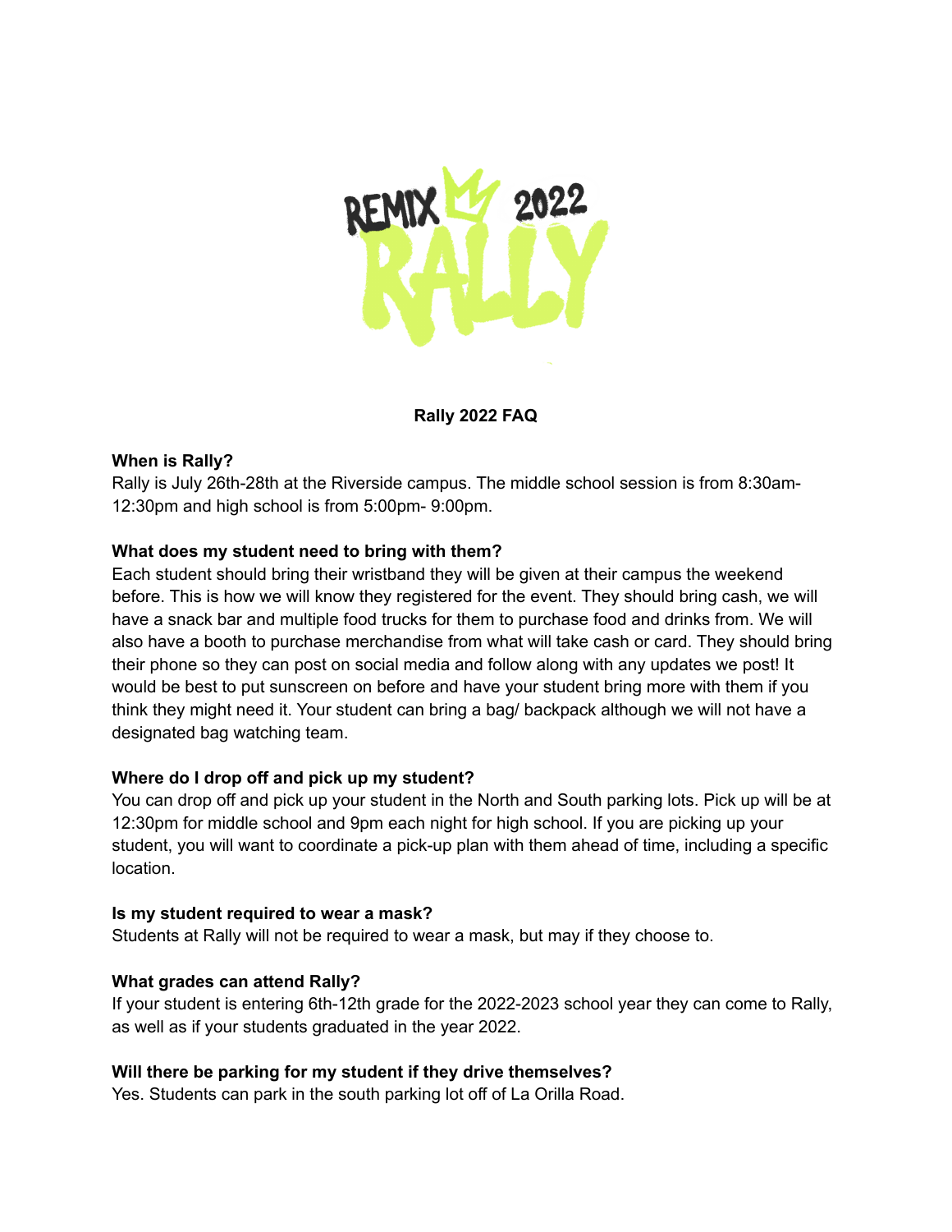REMIX 2022 RALLY

**Rally 2022 FAQ**

**When is Rally?**
Rally is July 26th-28th at the Riverside campus. The middle school session is from 8:30am-12:30pm and high school is from 5:00pm- 9:00pm.

**What does my student need to bring with them?**
Each student should bring their wristband they will be given at their campus the weekend before. This is how we will know they registered for the event. They should bring cash, we will have a snack bar and multiple food trucks for them to purchase food and drinks from. We will also have a booth to purchase merchandise from what will take cash or card. They should bring their phone so they can post on social media and follow along with any updates we post! It would be best to put sunscreen on before and have your student bring more with them if you think they might need it. Your student can bring a bag/ backpack although we will not have a designated bag watching team.

**Where do I drop off and pick up my student?**
You can drop off and pick up your student in the North and South parking lots. Pick up will be at 12:30pm for middle school and 9pm each night for high school. If you are picking up your student, you will want to coordinate a pick-up plan with them ahead of time, including a specific location.

**Is my student required to wear a mask?**
Students at Rally will not be required to wear a mask, but may if they choose to.

**What grades can attend Rally?**
If your student is entering 6th-12th grade for the 2022-2023 school year they can come to Rally, as well as if your students graduated in the year 2022.

**Will there be parking for my student if they drive themselves?**
Yes. Students can park in the south parking lot off of La Orilla Road.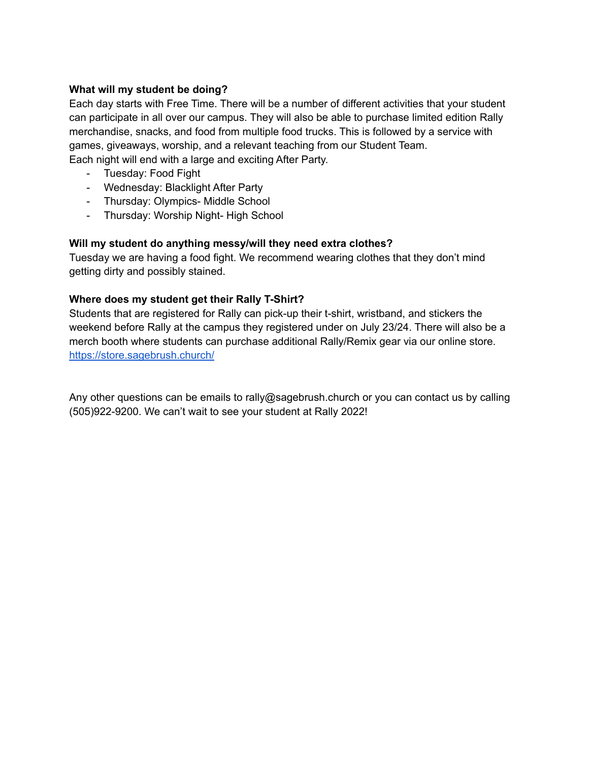**What will my student be doing?**

Each day starts with Free Time. There will be a number of different activities that your student can participate in all over our campus. They will also be able to purchase limited edition Rally merchandise, snacks, and food from multiple food trucks. This is followed by a service with games, giveaways, worship, and a relevant teaching from our Student Team.
Each night will end with a large and exciting After Party.

- Tuesday: Food Fight
- Wednesday: Blacklight After Party
- Thursday: Olympics- Middle School
- Thursday: Worship Night- High School

**Will my student do anything messy/will they need extra clothes?**

Tuesday we are having a food fight. We recommend wearing clothes that they don't mind getting dirty and possibly stained.

**Where does my student get their Rally T-Shirt?**

Students that are registered for Rally can pick-up their t-shirt, wristband, and stickers the weekend before Rally at the campus they registered under on July 23/24. There will also be a merch booth where students can purchase additional Rally/Remix gear via our online store. [https://store.sagebrush.church/](https://store.sagebrush.church/)

Any other questions can be emails to rally@sagebrush.church or you can contact us by calling (505)922-9200. We can't wait to see your student at Rally 2022!